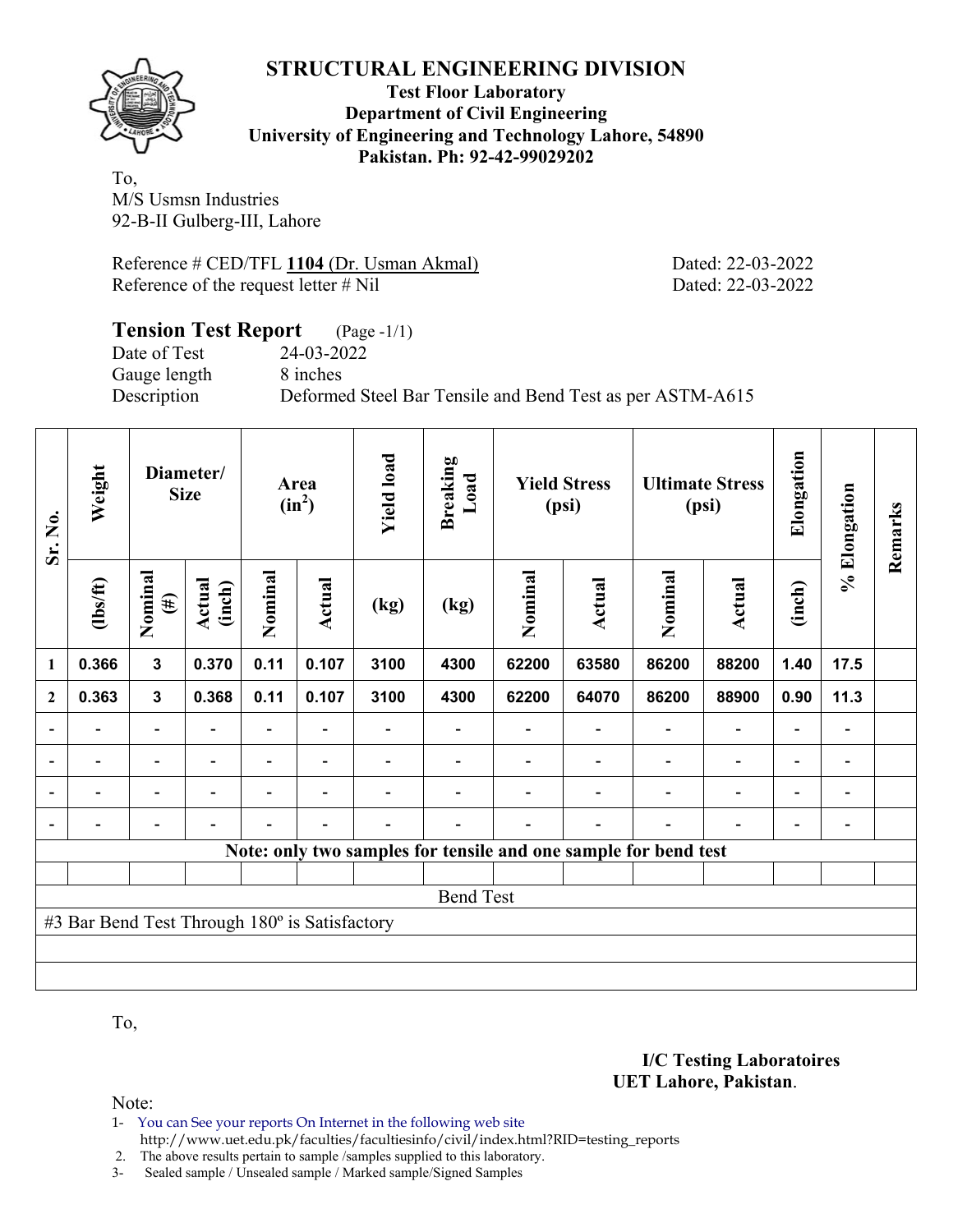# STRUCTURAL ENGINEERING DIVISION

**Test Floor Laboratory**
**Department of Civil Engineering**
**University of Engineering and Technology Lahore, 54890**
**Pakistan. Ph: 92-42-99029202**

To,
M/S Usmsn Industries
92-B-II Gulberg-III, Lahore

Reference # CED/TFL **1104** (Dr. Usman Akmal) Dated: 22-03-2022
Reference of the request letter # Nil Dated: 22-03-2022

## Tension Test Report (Page -1/1)

Date of Test 24-03-2022
Gauge length 8 inches
Description Deformed Steel Bar Tensile and Bend Test as per ASTM-A615

| Sr. No. | Weight | Diameter/ Size | | Area ($in^2$) | | Yield load | Breaking Load | Yield Stress (psi) | | Ultimate Stress (psi) | | Elongation | % Elongation | Remarks |
|---|---|---|---|---|---|---|---|---|---|---|---|---|---|---|
| | (lbs/ft) | Nominal (#) | Actual (inch) | Nominal | Actual | (kg) | (kg) | Nominal | Actual | Nominal | Actual | (inch) | | |
| 1 | 0.366 | 3 | 0.370 | 0.11 | 0.107 | 3100 | 4300 | 62200 | 63580 | 86200 | 88200 | 1.40 | 17.5 | |
| 2 | 0.363 | 3 | 0.368 | 0.11 | 0.107 | 3100 | 4300 | 62200 | 64070 | 86200 | 88900 | 0.90 | 11.3 | |
| - | - | - | - | - | - | - | - | - | - | - | - | - | - | |
| - | - | - | - | - | - | - | - | - | - | - | - | - | - | |
| - | - | - | - | - | - | - | - | - | - | - | - | - | - | |
| - | - | - | - | - | - | - | - | - | - | - | - | - | - | |

**Note: only two samples for tensile and one sample for bend test**

Bend Test

#3 Bar Bend Test Through 180º is Satisfactory

To,

**I/C Testing Laboratoires**
**UET Lahore, Pakistan**.

Note:
1- You can See your reports On Internet in the following web site
http://www.uet.edu.pk/faculties/facultiesinfo/civil/index.html?RID=testing_reports
2. The above results pertain to sample /samples supplied to this laboratory.
3- Sealed sample / Unsealed sample / Marked sample/Signed Samples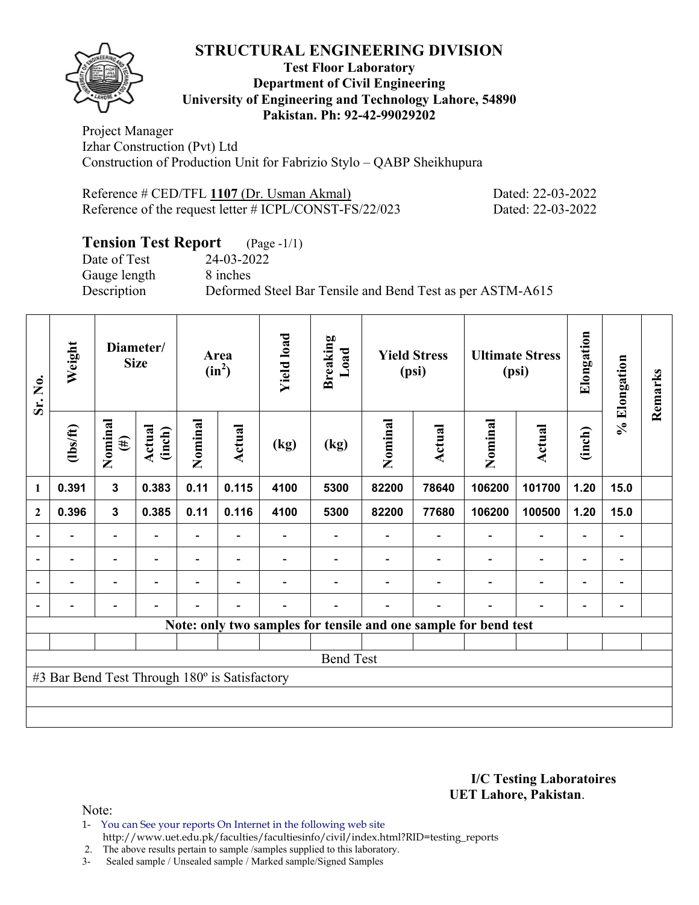# STRUCTURAL ENGINEERING DIVISION

**Test Floor Laboratory**
**Department of Civil Engineering**
**University of Engineering and Technology Lahore, 54890**
**Pakistan. Ph: 92-42-99029202**

Project Manager
Izhar Construction (Pvt) Ltd
Construction of Production Unit for Fabrizio Stylo – QABP Sheikhupura

Reference # CED/TFL **1107** (Dr. Usman Akmal) Dated: 22-03-2022
Reference of the request letter # ICPL/CONST-FS/22/023 Dated: 22-03-2022

## Tension Test Report (Page -1/1)

Date of Test 24-03-2022
Gauge length 8 inches
Description Deformed Steel Bar Tensile and Bend Test as per ASTM-A615

| Sr. No. | Weight | Diameter/ Size | | Area ($in^2$) | | Yield load | Breaking Load | Yield Stress (psi) | | Ultimate Stress (psi) | | Elongation | % Elongation | Remarks |
|---|---|---|---|---|---|---|---|---|---|---|---|---|---|---|
| | (lbs/ft) | Nominal (#) | Actual (inch) | Nominal | Actual | (kg) | (kg) | Nominal | Actual | Nominal | Actual | (inch) | | |
| 1 | 0.391 | 3 | 0.383 | 0.11 | 0.115 | 4100 | 5300 | 82200 | 78640 | 106200 | 101700 | 1.20 | 15.0 | |
| 2 | 0.396 | 3 | 0.385 | 0.11 | 0.116 | 4100 | 5300 | 82200 | 77680 | 106200 | 100500 | 1.20 | 15.0 | |
| - | - | - | - | - | - | - | - | - | - | - | - | - | - | |
| - | - | - | - | - | - | - | - | - | - | - | - | - | - | |
| - | - | - | - | - | - | - | - | - | - | - | - | - | - | |
| - | - | - | - | - | - | - | - | - | - | - | - | - | - | |

**Note: only two samples for tensile and one sample for bend test**

Bend Test

#3 Bar Bend Test Through 180º is Satisfactory

**I/C Testing Laboratoires**
**UET Lahore, Pakistan**.

Note:

1- You can See your reports On Internet in the following web site
http://www.uet.edu.pk/faculties/facultiesinfo/civil/index.html?RID=testing_reports
2. The above results pertain to sample /samples supplied to this laboratory.
3- Sealed sample / Unsealed sample / Marked sample/Signed Samples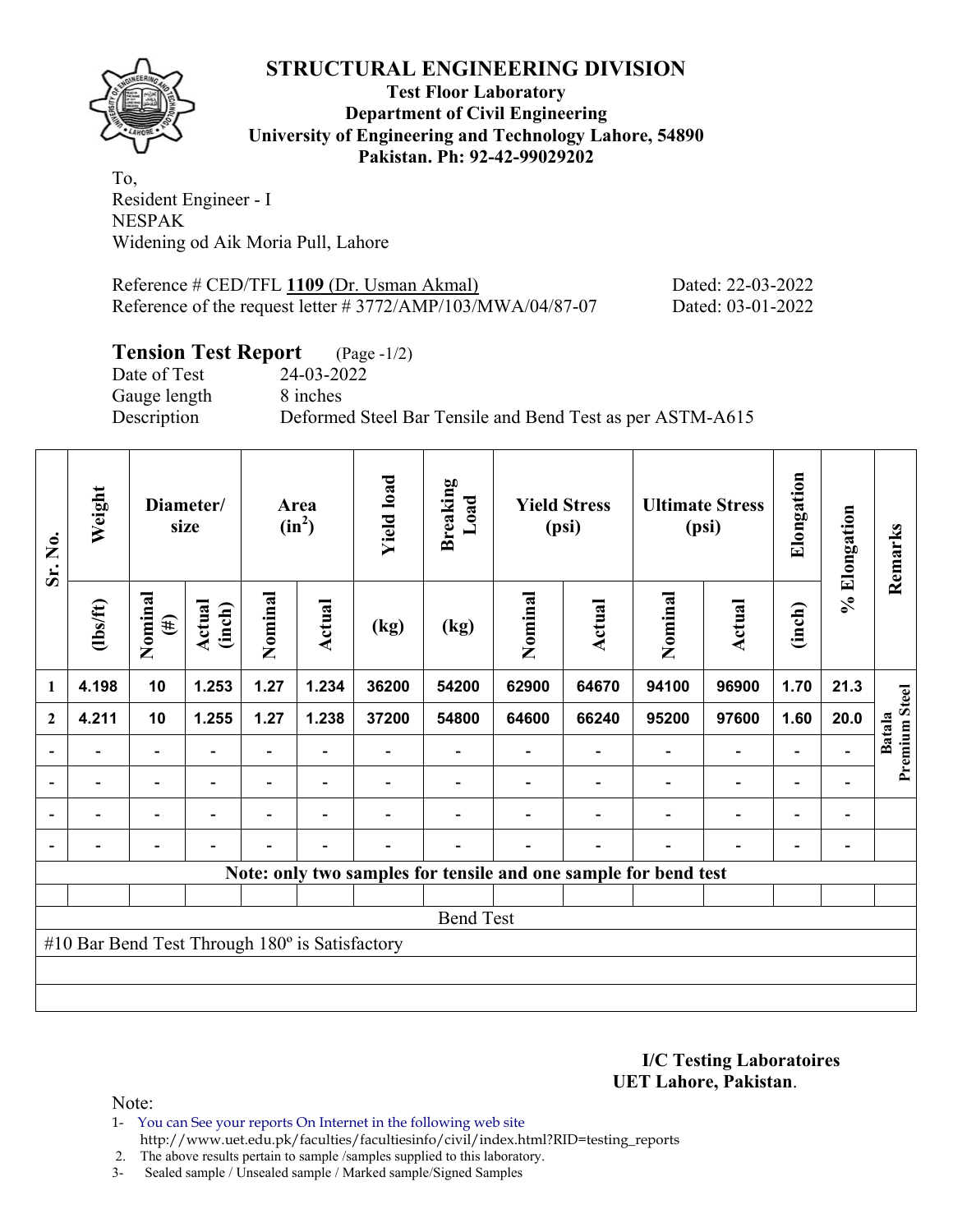# STRUCTURAL ENGINEERING DIVISION

**Test Floor Laboratory**
**Department of Civil Engineering**
**University of Engineering and Technology Lahore, 54890**
**Pakistan. Ph: 92-42-99029202**

To,
Resident Engineer - I
NESPAK
Widening od Aik Moria Pull, Lahore

Reference # CED/TFL **1109** (Dr. Usman Akmal) Dated: 22-03-2022
Reference of the request letter # 3772/AMP/103/MWA/04/87-07 Dated: 03-01-2022

## Tension Test Report (Page -1/2)

Date of Test 24-03-2022
Gauge length 8 inches
Description Deformed Steel Bar Tensile and Bend Test as per ASTM-A615

| Sr. No. | Weight | Diameter/ size | | Area ($in^2$) | | Yield load | Breaking Load | Yield Stress (psi) | | Ultimate Stress (psi) | | Elongation | % Elongation | Remarks |
|---|---|---|---|---|---|---|---|---|---|---|---|---|---|---|
| | (lbs/ft) | Nominal (#) | Actual (inch) | Nominal | Actual | (kg) | (kg) | Nominal | Actual | Nominal | Actual | (inch) | | |
| 1 | 4.198 | 10 | 1.253 | 1.27 | 1.234 | 36200 | 54200 | 62900 | 64670 | 94100 | 96900 | 1.70 | 21.3 | Batala Premium Steel |
| 2 | 4.211 | 10 | 1.255 | 1.27 | 1.238 | 37200 | 54800 | 64600 | 66240 | 95200 | 97600 | 1.60 | 20.0 | |
| - | - | - | - | - | - | - | - | - | - | - | - | - | - | |
| - | - | - | - | - | - | - | - | - | - | - | - | - | - | |
| - | - | - | - | - | - | - | - | - | - | - | - | - | - | |
| - | - | - | - | - | - | - | - | - | - | - | - | - | - | |

**Note: only two samples for tensile and one sample for bend test**

Bend Test

#10 Bar Bend Test Through 180º is Satisfactory

**I/C Testing Laboratoires**
**UET Lahore, Pakistan**.

Note:
1- You can See your reports On Internet in the following web site
http://www.uet.edu.pk/faculties/facultiesinfo/civil/index.html?RID=testing_reports
2. The above results pertain to sample /samples supplied to this laboratory.
3- Sealed sample / Unsealed sample / Marked sample/Signed Samples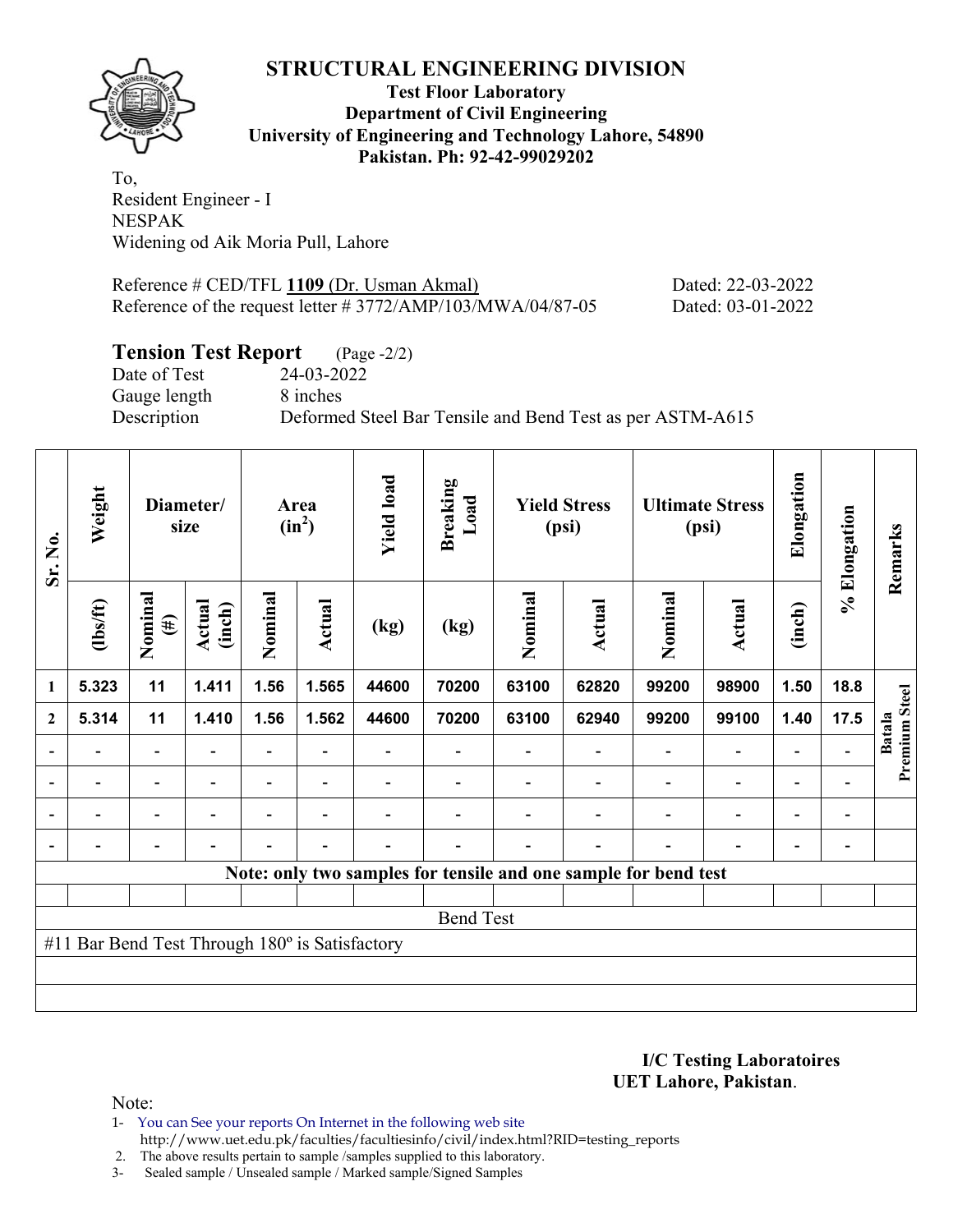# STRUCTURAL ENGINEERING DIVISION

**Test Floor Laboratory**
**Department of Civil Engineering**
**University of Engineering and Technology Lahore, 54890**
**Pakistan. Ph: 92-42-99029202**

To,
Resident Engineer - I
NESPAK
Widening od Aik Moria Pull, Lahore

Reference # CED/TFL **1109** (Dr. Usman Akmal) Dated: 22-03-2022
Reference of the request letter # 3772/AMP/103/MWA/04/87-05 Dated: 03-01-2022

## Tension Test Report (Page -2/2)

Date of Test 24-03-2022
Gauge length 8 inches
Description Deformed Steel Bar Tensile and Bend Test as per ASTM-A615

| Sr. No. | Weight | Diameter/ size | | Area ($in^2$) | | Yield load | Breaking Load | Yield Stress (psi) | | Ultimate Stress (psi) | | Elongation | % Elongation | Remarks |
|---|---|---|---|---|---|---|---|---|---|---|---|---|---|---|
| | (lbs/ft) | Nominal (#) | Actual (inch) | Nominal | Actual | (kg) | (kg) | Nominal | Actual | Nominal | Actual | (inch) | | |
| 1 | 5.323 | 11 | 1.411 | 1.56 | 1.565 | 44600 | 70200 | 63100 | 62820 | 99200 | 98900 | 1.50 | 18.8 | Batala Premium Steel |
| 2 | 5.314 | 11 | 1.410 | 1.56 | 1.562 | 44600 | 70200 | 63100 | 62940 | 99200 | 99100 | 1.40 | 17.5 | |
| - | - | - | - | - | - | - | - | - | - | - | - | - | - | |
| - | - | - | - | - | - | - | - | - | - | - | - | - | - | |
| - | - | - | - | - | - | - | - | - | - | - | - | - | - | |
| - | - | - | - | - | - | - | - | - | - | - | - | - | - | |

**Note: only two samples for tensile and one sample for bend test**

Bend Test

#11 Bar Bend Test Through 180º is Satisfactory

**I/C Testing Laboratoires**
**UET Lahore, Pakistan**.

Note:
1- You can See your reports On Internet in the following web site
http://www.uet.edu.pk/faculties/facultiesinfo/civil/index.html?RID=testing_reports
2. The above results pertain to sample /samples supplied to this laboratory.
3- Sealed sample / Unsealed sample / Marked sample/Signed Samples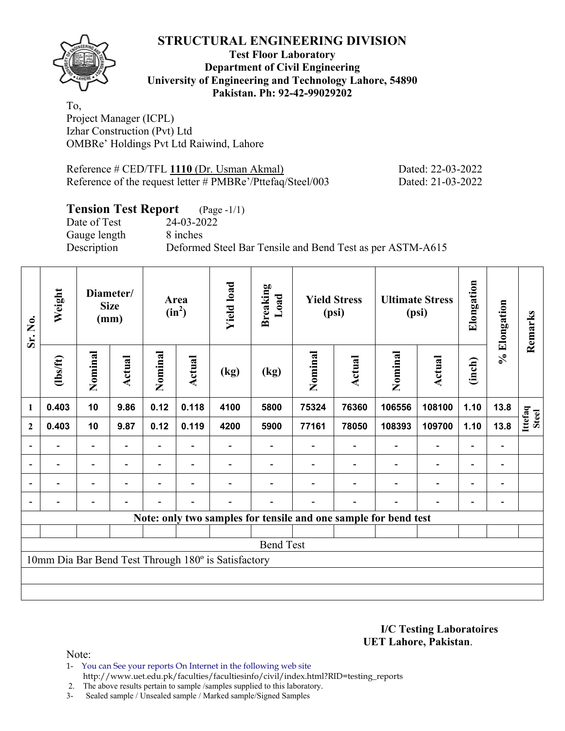# STRUCTURAL ENGINEERING DIVISION

**Test Floor Laboratory**
**Department of Civil Engineering**
**University of Engineering and Technology Lahore, 54890**
**Pakistan. Ph: 92-42-99029202**

To,
Project Manager (ICPL)
Izhar Construction (Pvt) Ltd
OMBRe' Holdings Pvt Ltd Raiwind, Lahore

Reference # CED/TFL **1110** (Dr. Usman Akmal) Dated: 22-03-2022
Reference of the request letter # PMBRe'/Pttefaq/Steel/003 Dated: 21-03-2022

## Tension Test Report (Page -1/1)

Date of Test 24-03-2022
Gauge length 8 inches
Description Deformed Steel Bar Tensile and Bend Test as per ASTM-A615

| Sr. No. | Weight | Diameter/ Size (mm) | | Area ($in^2$) | | Yield load | Breaking Load | Yield Stress (psi) | | Ultimate Stress (psi) | | Elongation | % Elongation | Remarks |
|---|---|---|---|---|---|---|---|---|---|---|---|---|---|---|
| | (lbs/ft) | Nominal | Actual | Nominal | Actual | (kg) | (kg) | Nominal | Actual | Nominal | Actual | (inch) | | |
| 1 | 0.403 | 10 | 9.86 | 0.12 | 0.118 | 4100 | 5800 | 75324 | 76360 | 106556 | 108100 | 1.10 | 13.8 | Ittefaq Steel |
| 2 | 0.403 | 10 | 9.87 | 0.12 | 0.119 | 4200 | 5900 | 77161 | 78050 | 108393 | 109700 | 1.10 | 13.8 | |
| - | - | - | - | - | - | - | - | - | - | - | - | - | - | |
| - | - | - | - | - | - | - | - | - | - | - | - | - | - | |
| - | - | - | - | - | - | - | - | - | - | - | - | - | - | |
| - | - | - | - | - | - | - | - | - | - | - | - | - | - | |
| Note: only two samples for tensile and one sample for bend test | | | | | | | | | | | | | | |
| Bend Test | | | | | | | | | | | | | | |
| 10mm Dia Bar Bend Test Through 180º is Satisfactory | | | | | | | | | | | | | | |

**I/C Testing Laboratoires**
**UET Lahore, Pakistan**.

Note:
1- You can See your reports On Internet in the following web site
http://www.uet.edu.pk/faculties/facultiesinfo/civil/index.html?RID=testing_reports
2. The above results pertain to sample /samples supplied to this laboratory.
3- Sealed sample / Unsealed sample / Marked sample/Signed Samples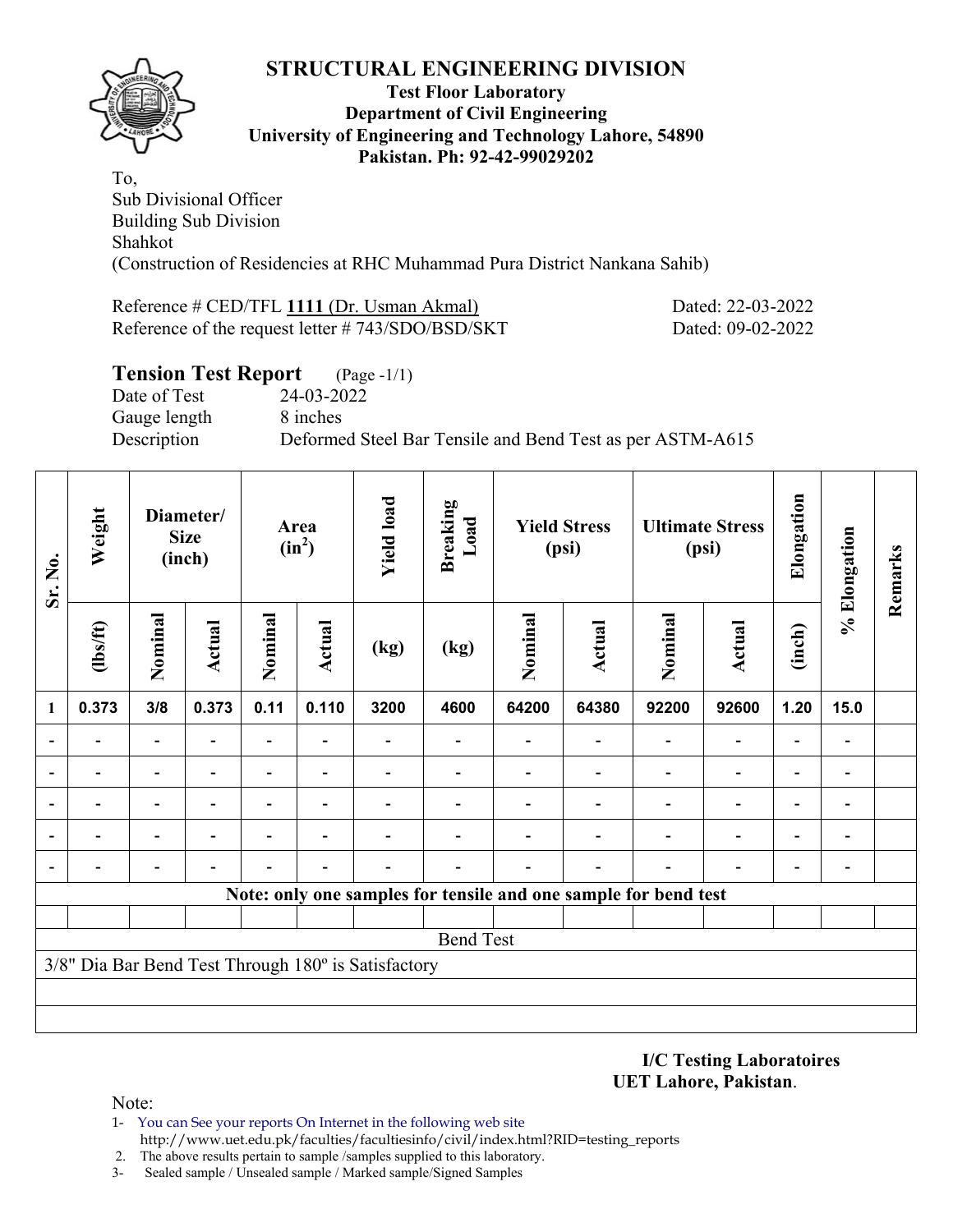# STRUCTURAL ENGINEERING DIVISION

**Test Floor Laboratory**
**Department of Civil Engineering**
**University of Engineering and Technology Lahore, 54890**
**Pakistan. Ph: 92-42-99029202**

To,
Sub Divisional Officer
Building Sub Division
Shahkot
(Construction of Residencies at RHC Muhammad Pura District Nankana Sahib)

Reference # CED/TFL **1111** (Dr. Usman Akmal) Dated: 22-03-2022
Reference of the request letter # 743/SDO/BSD/SKT Dated: 09-02-2022

## Tension Test Report (Page -1/1)

Date of Test 24-03-2022
Gauge length 8 inches
Description Deformed Steel Bar Tensile and Bend Test as per ASTM-A615

| Sr. No. | Weight | Diameter/ Size (inch) | | Area ($in^2$) | | Yield load | Breaking Load | Yield Stress (psi) | | Ultimate Stress (psi) | | Elongation | % Elongation | Remarks |
|---|---|---|---|---|---|---|---|---|---|---|---|---|---|---|
| | (lbs/ft) | Nominal | Actual | Nominal | Actual | (kg) | (kg) | Nominal | Actual | Nominal | Actual | (inch) | | |
| 1 | 0.373 | 3/8 | 0.373 | 0.11 | 0.110 | 3200 | 4600 | 64200 | 64380 | 92200 | 92600 | 1.20 | 15.0 | |
| - | - | - | - | - | - | - | - | - | - | - | - | - | - | |
| - | - | - | - | - | - | - | - | - | - | - | - | - | - | |
| - | - | - | - | - | - | - | - | - | - | - | - | - | - | |
| - | - | - | - | - | - | - | - | - | - | - | - | - | - | |
| - | - | - | - | - | - | - | - | - | - | - | - | - | - | |
| **Note: only one samples for tensile and one sample for bend test** | | | | | | | | | | | | | | |
| | | | | | | | | | | | | | | |
| Bend Test | | | | | | | | | | | | | | |
| 3/8" Dia Bar Bend Test Through 180º is Satisfactory | | | | | | | | | | | | | | |

**I/C Testing Laboratoires**
**UET Lahore, Pakistan.**

Note:
1- You can See your reports On Internet in the following web site
http://www.uet.edu.pk/faculties/facultiesinfo/civil/index.html?RID=testing_reports
2. The above results pertain to sample /samples supplied to this laboratory.
3- Sealed sample / Unsealed sample / Marked sample/Signed Samples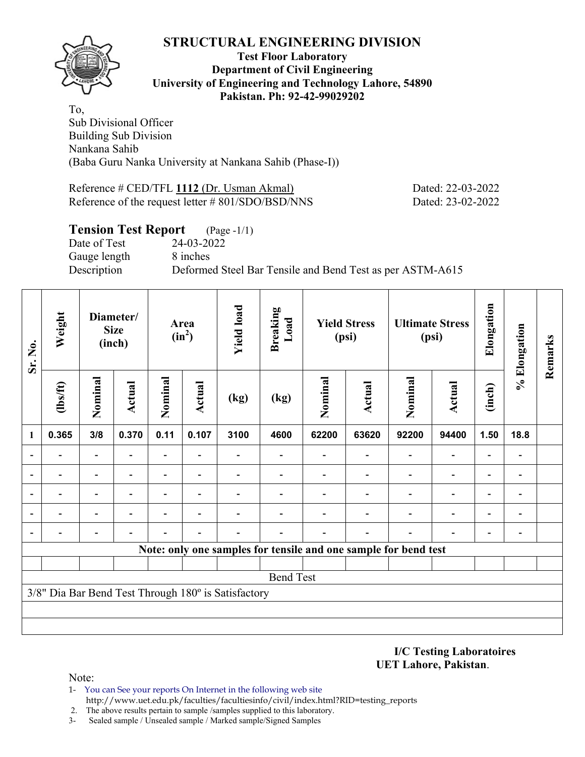# STRUCTURAL ENGINEERING DIVISION

**Test Floor Laboratory**
**Department of Civil Engineering**
**University of Engineering and Technology Lahore, 54890**
**Pakistan. Ph: 92-42-99029202**

To,
Sub Divisional Officer
Building Sub Division
Nankana Sahib
(Baba Guru Nanka University at Nankana Sahib (Phase-I))

Reference # CED/TFL **1112** (Dr. Usman Akmal) Dated: 22-03-2022
Reference of the request letter # 801/SDO/BSD/NNS Dated: 23-02-2022

## Tension Test Report (Page -1/1)

Date of Test 24-03-2022
Gauge length 8 inches
Description Deformed Steel Bar Tensile and Bend Test as per ASTM-A615

| Sr. No. | Weight | Diameter/ Size (inch) | | Area ($in^2$) | | Yield load | Breaking Load | Yield Stress (psi) | | Ultimate Stress (psi) | | Elongation | % Elongation | Remarks |
|---|---|---|---|---|---|---|---|---|---|---|---|---|---|---|
| | (lbs/ft) | Nominal | Actual | Nominal | Actual | (kg) | (kg) | Nominal | Actual | Nominal | Actual | (inch) | | |
| 1 | 0.365 | 3/8 | 0.370 | 0.11 | 0.107 | 3100 | 4600 | 62200 | 63620 | 92200 | 94400 | 1.50 | 18.8 | |
| - | - | - | - | - | - | - | - | - | - | - | - | - | - | |
| - | - | - | - | - | - | - | - | - | - | - | - | - | - | |
| - | - | - | - | - | - | - | - | - | - | - | - | - | - | |
| - | - | - | - | - | - | - | - | - | - | - | - | - | - | |
| - | - | - | - | - | - | - | - | - | - | - | - | - | - | |

**Note: only one samples for tensile and one sample for bend test**

Bend Test

3/8" Dia Bar Bend Test Through 180º is Satisfactory

**I/C Testing Laboratoires**
**UET Lahore, Pakistan**.

Note:
1- You can See your reports On Internet in the following web site
http://www.uet.edu.pk/faculties/facultiesinfo/civil/index.html?RID=testing_reports
2. The above results pertain to sample /samples supplied to this laboratory.
3- Sealed sample / Unsealed sample / Marked sample/Signed Samples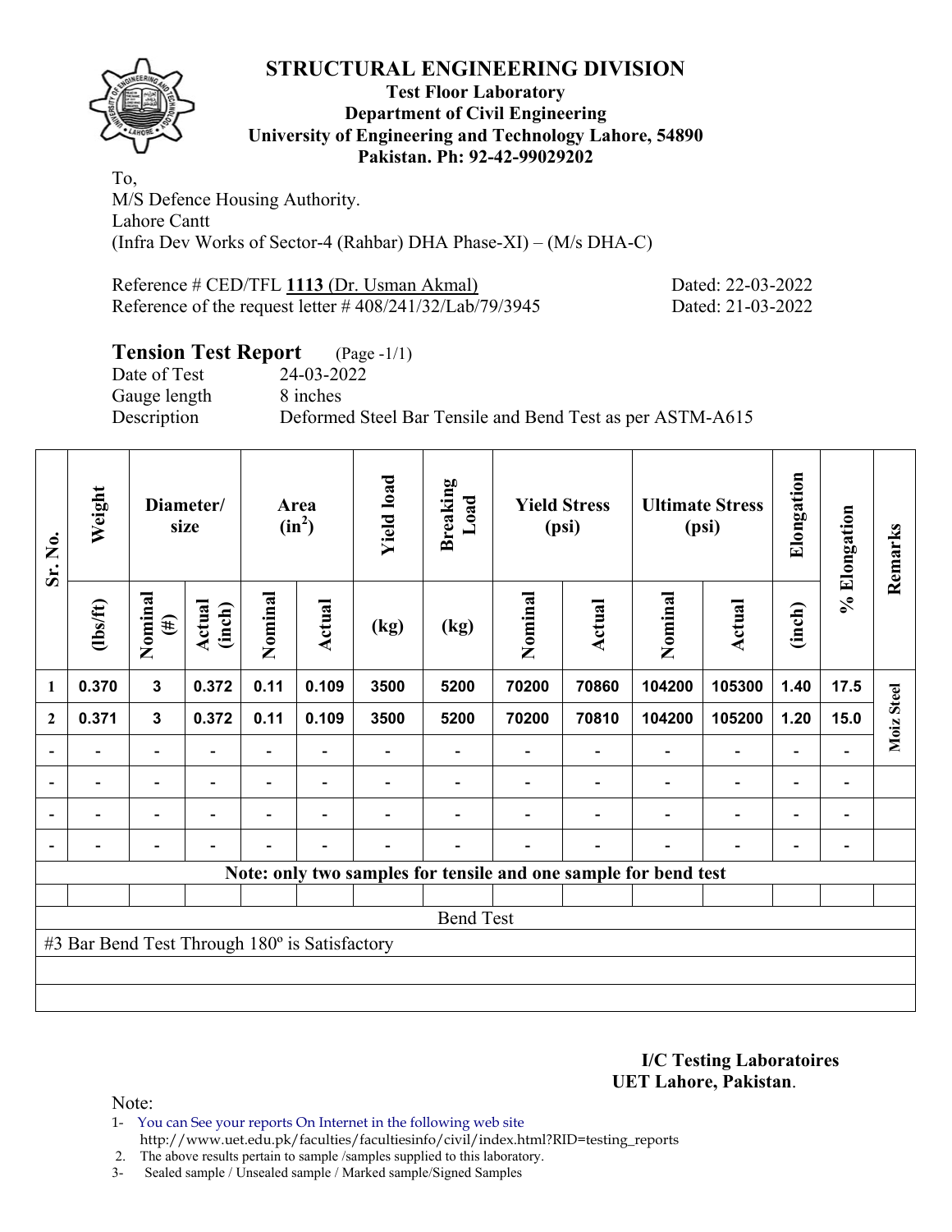# STRUCTURAL ENGINEERING DIVISION

**Test Floor Laboratory**
**Department of Civil Engineering**
**University of Engineering and Technology Lahore, 54890**
**Pakistan. Ph: 92-42-99029202**

To,
M/S Defence Housing Authority.
Lahore Cantt
(Infra Dev Works of Sector-4 (Rahbar) DHA Phase-XI) – (M/s DHA-C)

Reference # CED/TFL **1113** (Dr. Usman Akmal) Dated: 22-03-2022
Reference of the request letter # 408/241/32/Lab/79/3945 Dated: 21-03-2022

## Tension Test Report (Page -1/1)

Date of Test 24-03-2022
Gauge length 8 inches
Description Deformed Steel Bar Tensile and Bend Test as per ASTM-A615

| Sr. No. | Weight | Diameter/ size | | Area ($in^2$) | | Yield load | Breaking Load | Yield Stress (psi) | | Ultimate Stress (psi) | | Elongation | % Elongation | Remarks |
|---|---|---|---|---|---|---|---|---|---|---|---|---|---|---|
| | (lbs/ft) | Nominal (#) | Actual (inch) | Nominal | Actual | (kg) | (kg) | Nominal | Actual | Nominal | Actual | (inch) | | |
| 1 | 0.370 | 3 | 0.372 | 0.11 | 0.109 | 3500 | 5200 | 70200 | 70860 | 104200 | 105300 | 1.40 | 17.5 | Moiz Steel |
| 2 | 0.371 | 3 | 0.372 | 0.11 | 0.109 | 3500 | 5200 | 70200 | 70810 | 104200 | 105200 | 1.20 | 15.0 | |
| - | - | - | - | - | - | - | - | - | - | - | - | - | - | |
| - | - | - | - | - | - | - | - | - | - | - | - | - | - | |
| - | - | - | - | - | - | - | - | - | - | - | - | - | - | |
| - | - | - | - | - | - | - | - | - | - | - | - | - | - | |
| Note: only two samples for tensile and one sample for bend test | | | | | | | | | | | | | | |
| Bend Test | | | | | | | | | | | | | | |
| #3 Bar Bend Test Through 180º is Satisfactory | | | | | | | | | | | | | | |

**I/C Testing Laboratoires**
**UET Lahore, Pakistan**.

Note:
1- You can See your reports On Internet in the following web site
http://www.uet.edu.pk/faculties/facultiesinfo/civil/index.html?RID=testing_reports
2. The above results pertain to sample /samples supplied to this laboratory.
3- Sealed sample / Unsealed sample / Marked sample/Signed Samples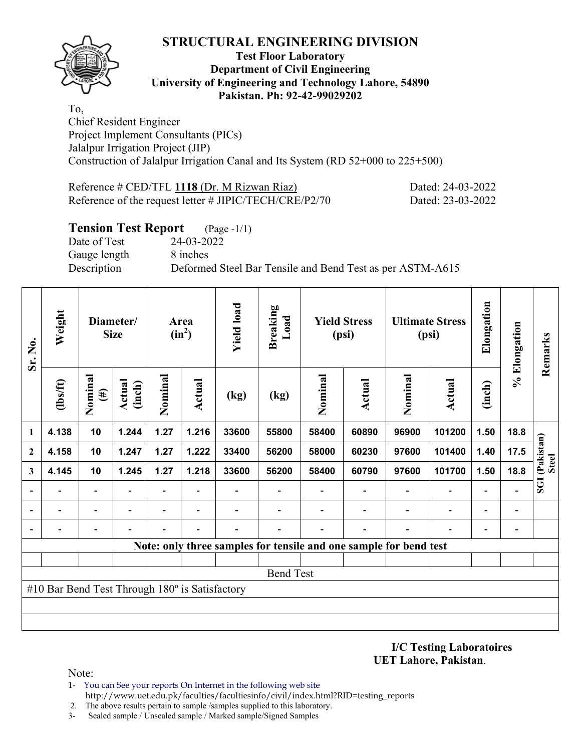# STRUCTURAL ENGINEERING DIVISION

**Test Floor Laboratory**
**Department of Civil Engineering**
**University of Engineering and Technology Lahore, 54890**
**Pakistan. Ph: 92-42-99029202**

To,
Chief Resident Engineer
Project Implement Consultants (PICs)
Jalalpur Irrigation Project (JIP)
Construction of Jalalpur Irrigation Canal and Its System (RD 52+000 to 225+500)

Reference # CED/TFL **1118** (Dr. M Rizwan Riaz) Dated: 24-03-2022
Reference of the request letter # JIPIC/TECH/CRE/P2/70 Dated: 23-03-2022

## Tension Test Report (Page -1/1)

Date of Test 24-03-2022
Gauge length 8 inches
Description Deformed Steel Bar Tensile and Bend Test as per ASTM-A615

| Sr. No. | Weight | Diameter/ Size | | Area ($in^2$) | | Yield load | Breaking Load | Yield Stress (psi) | | Ultimate Stress (psi) | | Elongation | % Elongation | Remarks |
|---|---|---|---|---|---|---|---|---|---|---|---|---|---|---|
| | (lbs/ft) | Nominal (#) | Actual (inch) | Nominal | Actual | (kg) | (kg) | Nominal | Actual | Nominal | Actual | (inch) | | |
| 1 | 4.138 | 10 | 1.244 | 1.27 | 1.216 | 33600 | 55800 | 58400 | 60890 | 96900 | 101200 | 1.50 | 18.8 | SGI (Pakistan) Steel |
| 2 | 4.158 | 10 | 1.247 | 1.27 | 1.222 | 33400 | 56200 | 58000 | 60230 | 97600 | 101400 | 1.40 | 17.5 | |
| 3 | 4.145 | 10 | 1.245 | 1.27 | 1.218 | 33600 | 56200 | 58400 | 60790 | 97600 | 101700 | 1.50 | 18.8 | |
| - | - | - | - | - | - | - | - | - | - | - | - | - | - | |
| - | - | - | - | - | - | - | - | - | - | - | - | - | - | |
| - | - | - | - | - | - | - | - | - | - | - | - | - | - | |
| Note: only three samples for tensile and one sample for bend test | | | | | | | | | | | | | | |
| Bend Test | | | | | | | | | | | | | | |
| #10 Bar Bend Test Through 180º is Satisfactory | | | | | | | | | | | | | | |

**I/C Testing Laboratoires**
**UET Lahore, Pakistan**.

Note:
1- You can See your reports On Internet in the following web site
http://www.uet.edu.pk/faculties/facultiesinfo/civil/index.html?RID=testing_reports
2. The above results pertain to sample /samples supplied to this laboratory.
3- Sealed sample / Unsealed sample / Marked sample/Signed Samples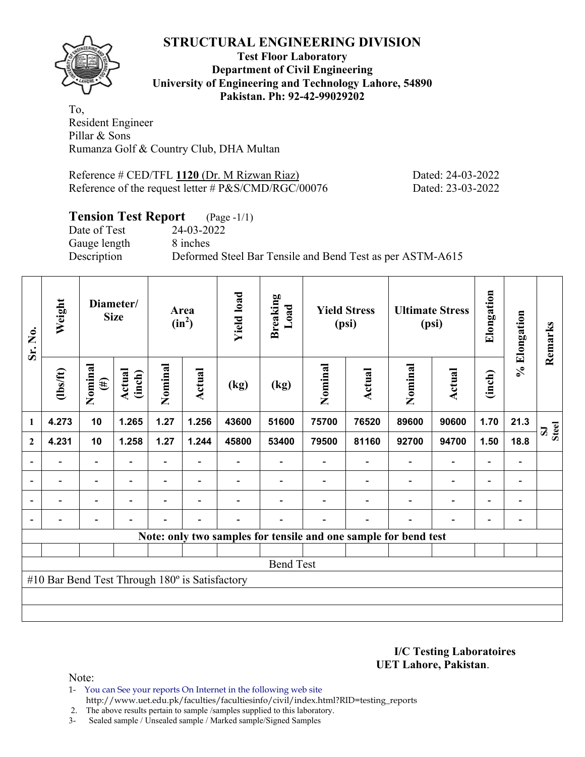# STRUCTURAL ENGINEERING DIVISION

**Test Floor Laboratory**
**Department of Civil Engineering**
**University of Engineering and Technology Lahore, 54890**
**Pakistan. Ph: 92-42-99029202**

To,
Resident Engineer
Pillar & Sons
Rumanza Golf & Country Club, DHA Multan

Reference # CED/TFL **1120** (Dr. M Rizwan Riaz) Dated: 24-03-2022
Reference of the request letter # P&S/CMD/RGC/00076 Dated: 23-03-2022

## Tension Test Report (Page -1/1)

Date of Test 24-03-2022
Gauge length 8 inches
Description Deformed Steel Bar Tensile and Bend Test as per ASTM-A615

| Sr. No. | Weight | Diameter/ Size | | Area ($in^2$) | | Yield load | Breaking Load | Yield Stress (psi) | | Ultimate Stress (psi) | | Elongation | % Elongation | Remarks |
|---|---|---|---|---|---|---|---|---|---|---|---|---|---|---|
| | (lbs/ft) | Nominal (#) | Actual (inch) | Nominal | Actual | (kg) | (kg) | Nominal | Actual | Nominal | Actual | (inch) | | |
| 1 | 4.273 | 10 | 1.265 | 1.27 | 1.256 | 43600 | 51600 | 75700 | 76520 | 89600 | 90600 | 1.70 | 21.3 | SJ Steel |
| 2 | 4.231 | 10 | 1.258 | 1.27 | 1.244 | 45800 | 53400 | 79500 | 81160 | 92700 | 94700 | 1.50 | 18.8 | |
| - | - | - | - | - | - | - | - | - | - | - | - | - | - | |
| - | - | - | - | - | - | - | - | - | - | - | - | - | - | |
| - | - | - | - | - | - | - | - | - | - | - | - | - | - | |
| - | - | - | - | - | - | - | - | - | - | - | - | - | - | |

**Note: only two samples for tensile and one sample for bend test**

Bend Test

#10 Bar Bend Test Through 180º is Satisfactory

**I/C Testing Laboratoires**
**UET Lahore, Pakistan**.

Note:
1- You can See your reports On Internet in the following web site
http://www.uet.edu.pk/faculties/facultiesinfo/civil/index.html?RID=testing_reports
2. The above results pertain to sample /samples supplied to this laboratory.
3- Sealed sample / Unsealed sample / Marked sample/Signed Samples